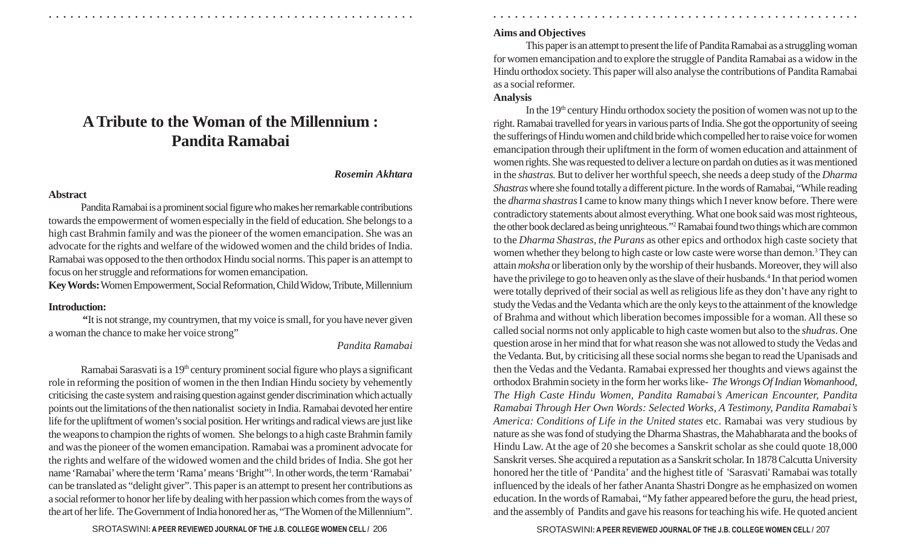# A Tribute to the Woman of the Millennium : Pandita Ramabai

***Rosemin Akhtara***

**Abstract**

Pandita Ramabai is a prominent social figure who makes her remarkable contributions towards the empowerment of women especially in the field of education. She belongs to a high cast Brahmin family and was the pioneer of the women emancipation. She was an advocate for the rights and welfare of the widowed women and the child brides of India. Ramabai was opposed to the then orthodox Hindu social norms. This paper is an attempt to focus on her struggle and reformations for women emancipation.

**Key Words:** Women Empowerment, Social Reformation, Child Widow, Tribute, Millennium

**Introduction:**

**"**It is not strange, my countrymen, that my voice is small, for you have never given a woman the chance to make her voice strong"

*Pandita Ramabai*

Ramabai Sarasvati is a 19th century prominent social figure who plays a significant role in reforming the position of women in the then Indian Hindu society by vehemently criticising the caste system and raising question against gender discrimination which actually points out the limitations of the then nationalist society in India. Ramabai devoted her entire life for the upliftment of women's social position. Her writings and radical views are just like the weapons to champion the rights of women. She belongs to a high caste Brahmin family and was the pioneer of the women emancipation. Ramabai was a prominent advocate for the rights and welfare of the widowed women and the child brides of India. She got her name 'Ramabai' where the term 'Rama' means 'Bright"[1]. In other words, the term 'Ramabai' can be translated as "delight giver". This paper is an attempt to present her contributions as a social reformer to honor her life by dealing with her passion which comes from the ways of the art of her life. The Government of India honored her as, "The Women of the Millennium".

**Aims and Objectives**

This paper is an attempt to present the life of Pandita Ramabai as a struggling woman for women emancipation and to explore the struggle of Pandita Ramabai as a widow in the Hindu orthodox society. This paper will also analyse the contributions of Pandita Ramabai as a social reformer.

**Analysis**

In the 19th century Hindu orthodox society the position of women was not up to the right. Ramabai travelled for years in various parts of India. She got the opportunity of seeing the sufferings of Hindu women and child bride which compelled her to raise voice for women emancipation through their upliftment in the form of women education and attainment of women rights. She was requested to deliver a lecture on pardah on duties as it was mentioned in the *shastras.* But to deliver her worthful speech, she needs a deep study of the *Dharma Shastras* where she found totally a different picture. In the words of Ramabai, "While reading the *dharma shastras* I came to know many things which I never know before. There were contradictory statements about almost everything. What one book said was most righteous, the other book declared as being unrighteous."[2] Ramabai found two things which are common to the *Dharma Shastras, the Purans* as other epics and orthodox high caste society that women whether they belong to high caste or low caste were worse than demon.[3] They can attain *moksha* or liberation only by the worship of their husbands. Moreover, they will also have the privilege to go to heaven only as the slave of their husbands.[4] In that period women were totally deprived of their social as well as religious life as they don't have any right to study the Vedas and the Vedanta which are the only keys to the attainment of the knowledge of Brahma and without which liberation becomes impossible for a woman. All these so called social norms not only applicable to high caste women but also to the *shudras*. One question arose in her mind that for what reason she was not allowed to study the Vedas and the Vedanta. But, by criticising all these social norms she began to read the Upanisads and then the Vedas and the Vedanta. Ramabai expressed her thoughts and views against the orthodox Brahmin society in the form her works like- *The Wrongs Of Indian Womanhood, The High Caste Hindu Women, Pandita Ramabai's American Encounter, Pandita Ramabai Through Her Own Words: Selected Works, A Testimony, Pandita Ramabai's America: Conditions of Life in the United states* etc. Ramabai was very studious by nature as she was fond of studying the Dharma Shastras, the Mahabharata and the books of Hindu Law. At the age of 20 she becomes a Sanskrit scholar as she could quote 18,000 Sanskrit verses. She acquired a reputation as a Sanskrit scholar. In 1878 Calcutta University honored her the title of 'Pandita' and the highest title of 'Sarasvati' Ramabai was totally influenced by the ideals of her father Ananta Shastri Dongre as he emphasized on women education. In the words of Ramabai, "My father appeared before the guru, the head priest, and the assembly of Pandits and gave his reasons for teaching his wife. He quoted ancient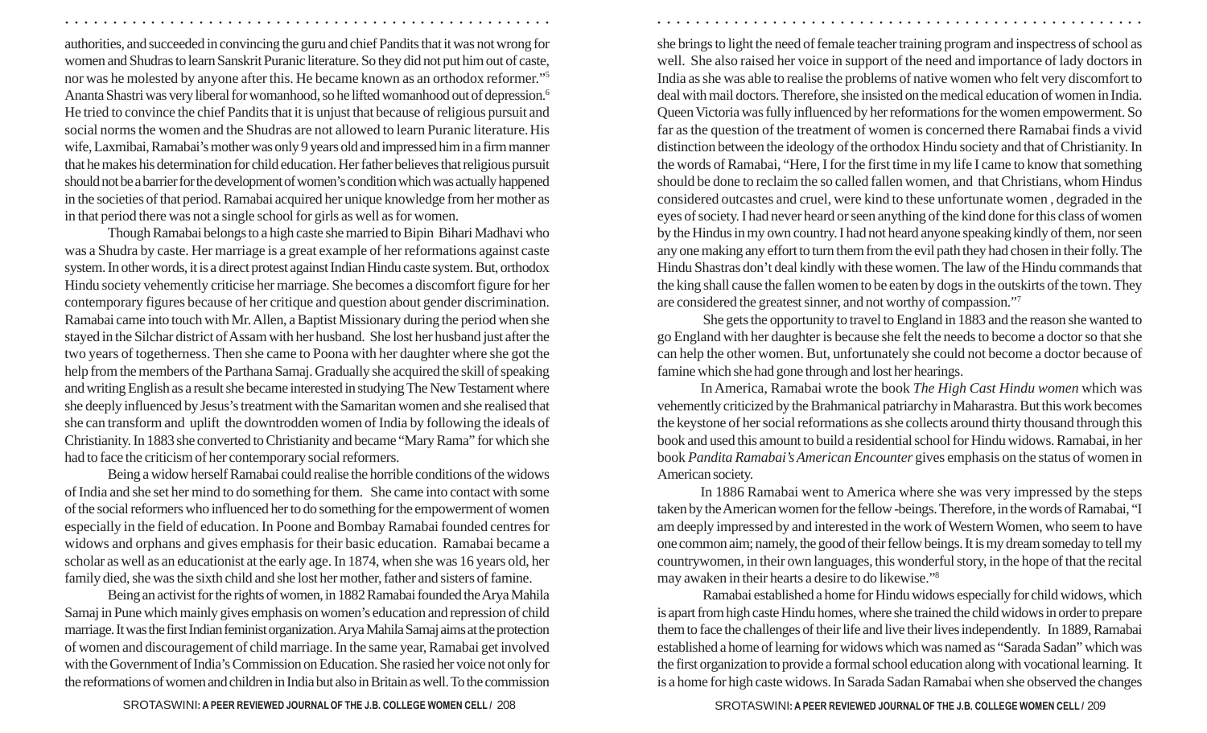authorities, and succeeded in convincing the guru and chief Pandits that it was not wrong for women and Shudras to learn Sanskrit Puranic literature. So they did not put him out of caste, nor was he molested by anyone after this. He became known as an orthodox reformer."[5] Ananta Shastri was very liberal for womanhood, so he lifted womanhood out of depression.[6] He tried to convince the chief Pandits that it is unjust that because of religious pursuit and social norms the women and the Shudras are not allowed to learn Puranic literature. His wife, Laxmibai, Ramabai's mother was only 9 years old and impressed him in a firm manner that he makes his determination for child education. Her father believes that religious pursuit should not be a barrier for the development of women's condition which was actually happened in the societies of that period. Ramabai acquired her unique knowledge from her mother as in that period there was not a single school for girls as well as for women.

Though Ramabai belongs to a high caste she married to Bipin Bihari Madhavi who was a Shudra by caste. Her marriage is a great example of her reformations against caste system. In other words, it is a direct protest against Indian Hindu caste system. But, orthodox Hindu society vehemently criticise her marriage. She becomes a discomfort figure for her contemporary figures because of her critique and question about gender discrimination. Ramabai came into touch with Mr. Allen, a Baptist Missionary during the period when she stayed in the Silchar district of Assam with her husband. She lost her husband just after the two years of togetherness. Then she came to Poona with her daughter where she got the help from the members of the Parthana Samaj. Gradually she acquired the skill of speaking and writing English as a result she became interested in studying The New Testament where she deeply influenced by Jesus's treatment with the Samaritan women and she realised that she can transform and uplift the downtrodden women of India by following the ideals of Christianity. In 1883 she converted to Christianity and became "Mary Rama" for which she had to face the criticism of her contemporary social reformers.

Being a widow herself Ramabai could realise the horrible conditions of the widows of India and she set her mind to do something for them. She came into contact with some of the social reformers who influenced her to do something for the empowerment of women especially in the field of education. In Poone and Bombay Ramabai founded centres for widows and orphans and gives emphasis for their basic education. Ramabai became a scholar as well as an educationist at the early age. In 1874, when she was 16 years old, her family died, she was the sixth child and she lost her mother, father and sisters of famine.

Being an activist for the rights of women, in 1882 Ramabai founded the Arya Mahila Samaj in Pune which mainly gives emphasis on women's education and repression of child marriage. It was the first Indian feminist organization. Arya Mahila Samaj aims at the protection of women and discouragement of child marriage. In the same year, Ramabai get involved with the Government of India's Commission on Education. She rasied her voice not only for the reformations of women and children in India but also in Britain as well. To the commission she brings to light the need of female teacher training program and inspectress of school as well. She also raised her voice in support of the need and importance of lady doctors in India as she was able to realise the problems of native women who felt very discomfort to deal with mail doctors. Therefore, she insisted on the medical education of women in India. Queen Victoria was fully influenced by her reformations for the women empowerment. So far as the question of the treatment of women is concerned there Ramabai finds a vivid distinction between the ideology of the orthodox Hindu society and that of Christianity. In the words of Ramabai, "Here, I for the first time in my life I came to know that something should be done to reclaim the so called fallen women, and that Christians, whom Hindus considered outcastes and cruel, were kind to these unfortunate women , degraded in the eyes of society. I had never heard or seen anything of the kind done for this class of women by the Hindus in my own country. I had not heard anyone speaking kindly of them, nor seen any one making any effort to turn them from the evil path they had chosen in their folly. The Hindu Shastras don't deal kindly with these women. The law of the Hindu commands that the king shall cause the fallen women to be eaten by dogs in the outskirts of the town. They are considered the greatest sinner, and not worthy of compassion."[7]

She gets the opportunity to travel to England in 1883 and the reason she wanted to go England with her daughter is because she felt the needs to become a doctor so that she can help the other women. But, unfortunately she could not become a doctor because of famine which she had gone through and lost her hearings.

In America, Ramabai wrote the book *The High Cast Hindu women* which was vehemently criticized by the Brahmanical patriarchy in Maharastra. But this work becomes the keystone of her social reformations as she collects around thirty thousand through this book and used this amount to build a residential school for Hindu widows. Ramabai, in her book *Pandita Ramabai's American Encounter* gives emphasis on the status of women in American society.

In 1886 Ramabai went to America where she was very impressed by the steps taken by the American women for the fellow -beings. Therefore, in the words of Ramabai, "I am deeply impressed by and interested in the work of Western Women, who seem to have one common aim; namely, the good of their fellow beings. It is my dream someday to tell my countrywomen, in their own languages, this wonderful story, in the hope of that the recital may awaken in their hearts a desire to do likewise."[8]

Ramabai established a home for Hindu widows especially for child widows, which is apart from high caste Hindu homes, where she trained the child widows in order to prepare them to face the challenges of their life and live their lives independently. In 1889, Ramabai established a home of learning for widows which was named as "Sarada Sadan" which was the first organization to provide a formal school education along with vocational learning. It is a home for high caste widows. In Sarada Sadan Ramabai when she observed the changes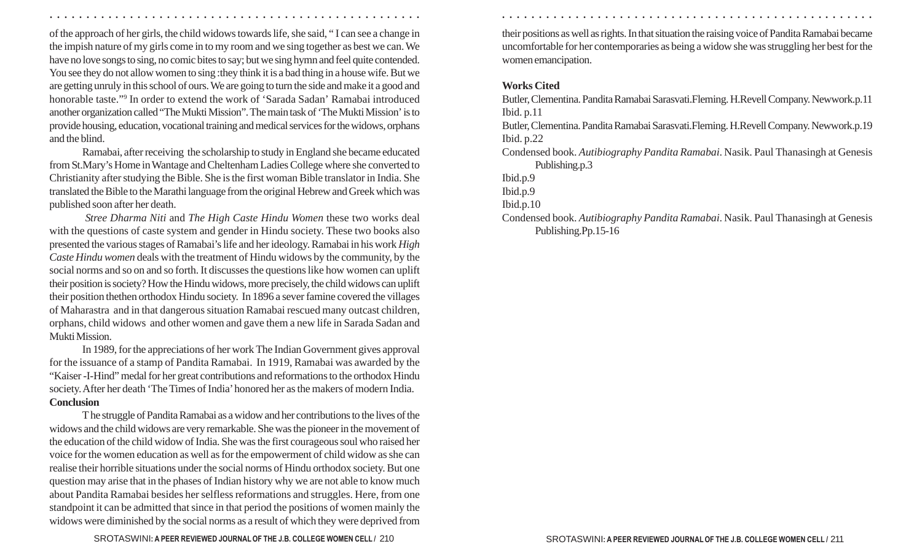of the approach of her girls, the child widows towards life, she said, " I can see a change in the impish nature of my girls come in to my room and we sing together as best we can. We have no love songs to sing, no comic bites to say; but we sing hymn and feel quite contended. You see they do not allow women to sing :they think it is a bad thing in a house wife. But we are getting unruly in this school of ours. We are going to turn the side and make it a good and honorable taste."[9] In order to extend the work of 'Sarada Sadan' Ramabai introduced another organization called "The Mukti Mission". The main task of 'The Mukti Mission' is to provide housing, education, vocational training and medical services for the widows, orphans and the blind.

Ramabai, after receiving the scholarship to study in England she became educated from St.Mary's Home in Wantage and Cheltenham Ladies College where she converted to Christianity after studying the Bible. She is the first woman Bible translator in India. She translated the Bible to the Marathi language from the original Hebrew and Greek which was published soon after her death.

*Stree Dharma Niti* and *The High Caste Hindu Women* these two works deal with the questions of caste system and gender in Hindu society. These two books also presented the various stages of Ramabai's life and her ideology. Ramabai in his work *High Caste Hindu women* deals with the treatment of Hindu widows by the community, by the social norms and so on and so forth. It discusses the questions like how women can uplift their position is society? How the Hindu widows, more precisely, the child widows can uplift their position thethen orthodox Hindu society. In 1896 a sever famine covered the villages of Maharastra and in that dangerous situation Ramabai rescued many outcast children, orphans, child widows and other women and gave them a new life in Sarada Sadan and Mukti Mission.

In 1989, for the appreciations of her work The Indian Government gives approval for the issuance of a stamp of Pandita Ramabai. In 1919, Ramabai was awarded by the "Kaiser -I-Hind" medal for her great contributions and reformations to the orthodox Hindu society. After her death 'The Times of India' honored her as the makers of modern India.

**Conclusion**

T he struggle of Pandita Ramabai as a widow and her contributions to the lives of the widows and the child widows are very remarkable. She was the pioneer in the movement of the education of the child widow of India. She was the first courageous soul who raised her voice for the women education as well as for the empowerment of child widow as she can realise their horrible situations under the social norms of Hindu orthodox society. But one question may arise that in the phases of Indian history why we are not able to know much about Pandita Ramabai besides her selfless reformations and struggles. Here, from one standpoint it can be admitted that since in that period the positions of women mainly the widows were diminished by the social norms as a result of which they were deprived from their positions as well as rights. In that situation the raising voice of Pandita Ramabai became uncomfortable for her contemporaries as being a widow she was struggling her best for the women emancipation.

**Works Cited**

Butler, Clementina. Pandita Ramabai Sarasvati.Fleming. H.Revell Company. Newwork.p.11

Ibid. p.11

Butler, Clementina. Pandita Ramabai Sarasvati.Fleming. H.Revell Company. Newwork.p.19

Ibid. p.22

Condensed book. *Autibiography Pandita Ramabai*. Nasik. Paul Thanasingh at Genesis Publishing.p.3

Ibid.p.9

Ibid.p.9

Ibid.p.10

Condensed book. *Autibiography Pandita Ramabai*. Nasik. Paul Thanasingh at Genesis Publishing.Pp.15-16